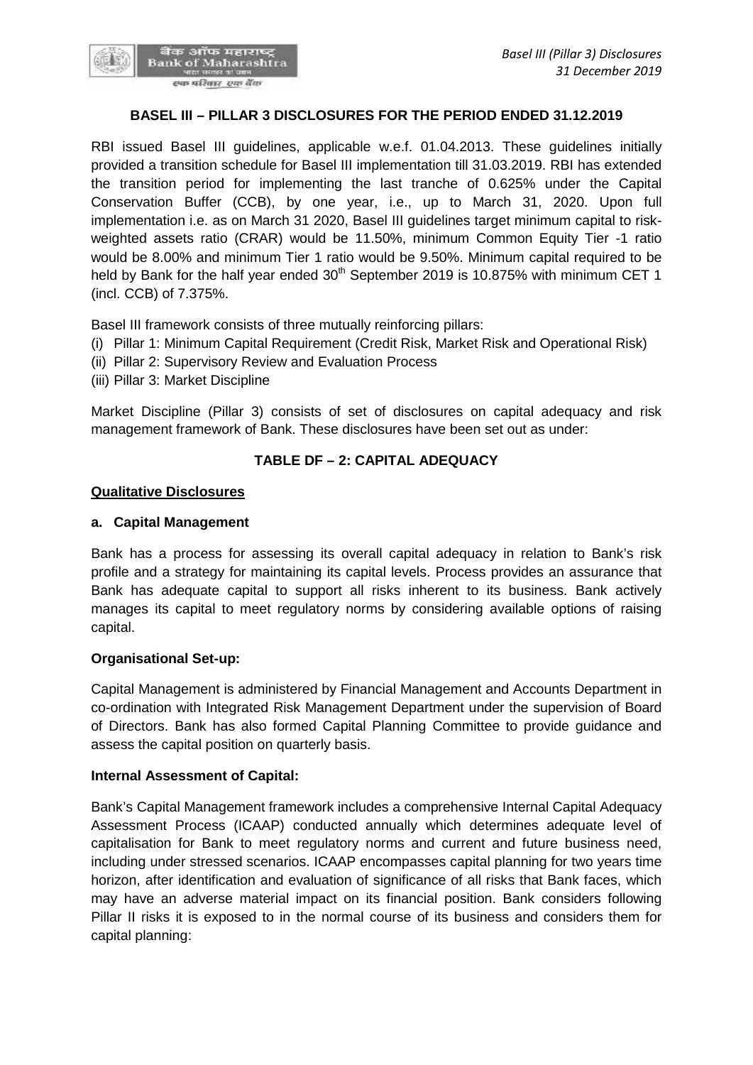## BASEL III – PILLAR 3 DISCLOSURES FOR THE PERIOD ENDED 31.12.2019

RBI issued Basel III guidelines, applicable w.e.f. 01.04.2013. These guidelines initially provided a transition schedule for Basel III implementation till 31.03.2019. RBI has extended the transition period for implementing the last tranche of 0.625% under the Capital Conservation Buffer (CCB), by one year, i.e., up to March 31, 2020. Upon full implementation i.e. as on March 31 2020, Basel III guidelines target minimum capital to risk-weighted assets ratio (CRAR) would be 11.50%, minimum Common Equity Tier -1 ratio would be 8.00% and minimum Tier 1 ratio would be 9.50%. Minimum capital required to be held by Bank for the half year ended 30th September 2019 is 10.875% with minimum CET 1 (incl. CCB) of 7.375%.

Basel III framework consists of three mutually reinforcing pillars:

(i) Pillar 1: Minimum Capital Requirement (Credit Risk, Market Risk and Operational Risk)
(ii) Pillar 2: Supervisory Review and Evaluation Process
(iii) Pillar 3: Market Discipline

Market Discipline (Pillar 3) consists of set of disclosures on capital adequacy and risk management framework of Bank. These disclosures have been set out as under:

### TABLE DF – 2: CAPITAL ADEQUACY

**Qualitative Disclosures**

**a. Capital Management**

Bank has a process for assessing its overall capital adequacy in relation to Bank's risk profile and a strategy for maintaining its capital levels. Process provides an assurance that Bank has adequate capital to support all risks inherent to its business. Bank actively manages its capital to meet regulatory norms by considering available options of raising capital.

**Organisational Set-up:**

Capital Management is administered by Financial Management and Accounts Department in co-ordination with Integrated Risk Management Department under the supervision of Board of Directors. Bank has also formed Capital Planning Committee to provide guidance and assess the capital position on quarterly basis.

**Internal Assessment of Capital:**

Bank's Capital Management framework includes a comprehensive Internal Capital Adequacy Assessment Process (ICAAP) conducted annually which determines adequate level of capitalisation for Bank to meet regulatory norms and current and future business need, including under stressed scenarios. ICAAP encompasses capital planning for two years time horizon, after identification and evaluation of significance of all risks that Bank faces, which may have an adverse material impact on its financial position. Bank considers following Pillar II risks it is exposed to in the normal course of its business and considers them for capital planning: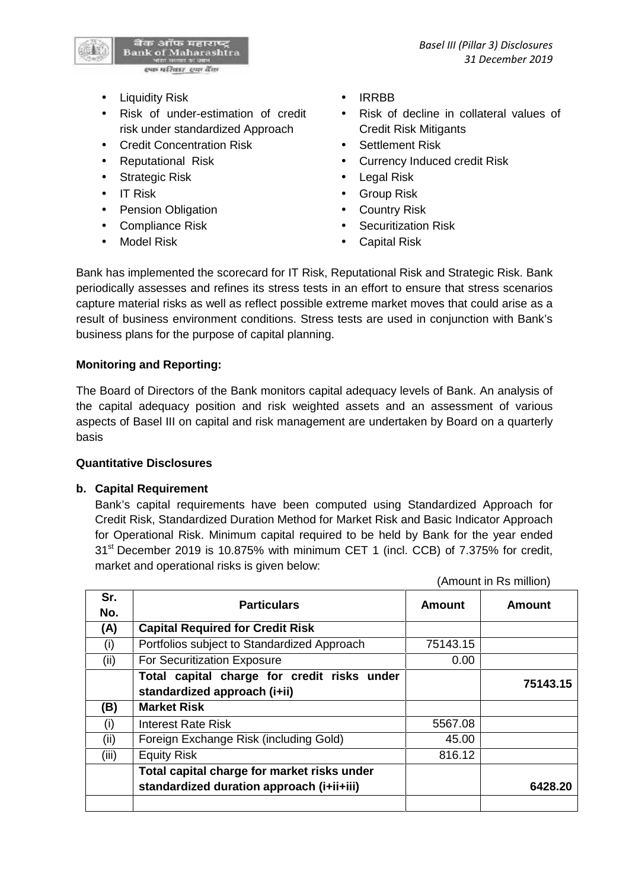- Liquidity Risk
- Risk of under-estimation of credit risk under standardized Approach
- Credit Concentration Risk
- Reputational Risk
- Strategic Risk
- IT Risk
- Pension Obligation
- Compliance Risk
- Model Risk
- IRRBB
- Risk of decline in collateral values of Credit Risk Mitigants
- Settlement Risk
- Currency Induced credit Risk
- Legal Risk
- Group Risk
- Country Risk
- Securitization Risk
- Capital Risk

Bank has implemented the scorecard for IT Risk, Reputational Risk and Strategic Risk. Bank periodically assesses and refines its stress tests in an effort to ensure that stress scenarios capture material risks as well as reflect possible extreme market moves that could arise as a result of business environment conditions. Stress tests are used in conjunction with Bank's business plans for the purpose of capital planning.

**Monitoring and Reporting:**

The Board of Directors of the Bank monitors capital adequacy levels of Bank. An analysis of the capital adequacy position and risk weighted assets and an assessment of various aspects of Basel III on capital and risk management are undertaken by Board on a quarterly basis

**Quantitative Disclosures**

**b. Capital Requirement**

Bank's capital requirements have been computed using Standardized Approach for Credit Risk, Standardized Duration Method for Market Risk and Basic Indicator Approach for Operational Risk. Minimum capital required to be held by Bank for the year ended 31st December 2019 is 10.875% with minimum CET 1 (incl. CCB) of 7.375% for credit, market and operational risks is given below:

(Amount in Rs million)

| Sr. No. | Particulars | Amount | Amount |
|---|---|---|---|
| **(A)** | **Capital Required for Credit Risk** | | |
| (i) | Portfolios subject to Standardized Approach | 75143.15 | |
| (ii) | For Securitization Exposure | 0.00 | |
| | **Total capital charge for credit risks under standardized approach (i+ii)** | | **75143.15** |
| **(B)** | **Market Risk** | | |
| (i) | Interest Rate Risk | 5567.08 | |
| (ii) | Foreign Exchange Risk (including Gold) | 45.00 | |
| (iii) | Equity Risk | 816.12 | |
| | **Total capital charge for market risks under standardized duration approach (i+ii+iii)** | | **6428.20** |
| | | | |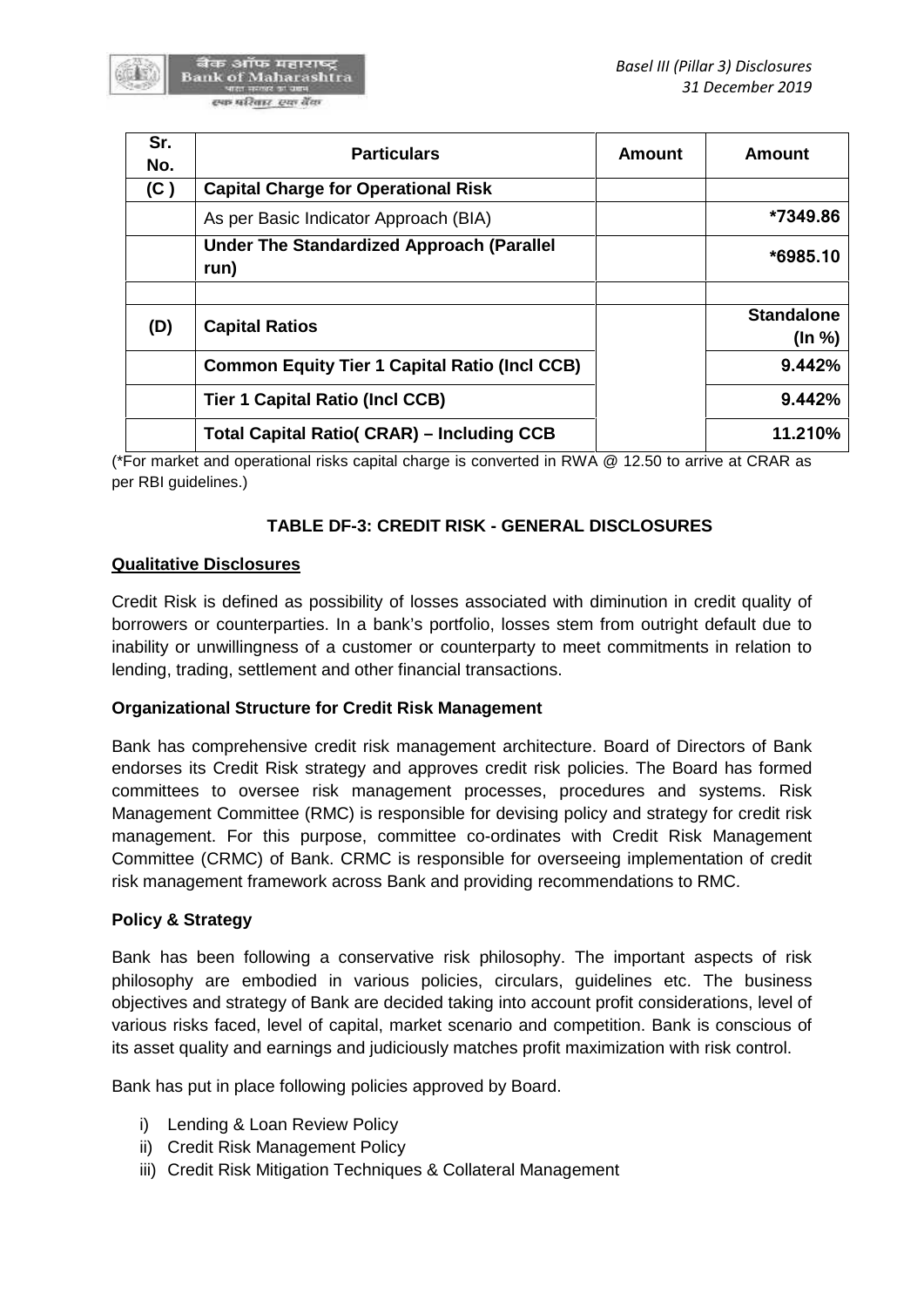| Sr. No. | Particulars | Amount | Amount |
|---|---|---|---|
| (C ) | **Capital Charge for Operational Risk** | | |
| | As per Basic Indicator Approach (BIA) | | *7349.86 |
| | **Under The Standardized Approach (Parallel run)** | | *6985.10 |
| | | | |
| (D) | **Capital Ratios** | | **Standalone (In %)** |
| | **Common Equity Tier 1 Capital Ratio (Incl CCB)** | | **9.442%** |
| | **Tier 1 Capital Ratio (Incl CCB)** | | **9.442%** |
| | **Total Capital Ratio( CRAR) – Including CCB** | | **11.210%** |

(*For market and operational risks capital charge is converted in RWA @ 12.50 to arrive at CRAR as per RBI guidelines.)

## TABLE DF-3: CREDIT RISK - GENERAL DISCLOSURES

**Qualitative Disclosures**

Credit Risk is defined as possibility of losses associated with diminution in credit quality of borrowers or counterparties. In a bank's portfolio, losses stem from outright default due to inability or unwillingness of a customer or counterparty to meet commitments in relation to lending, trading, settlement and other financial transactions.

**Organizational Structure for Credit Risk Management**

Bank has comprehensive credit risk management architecture. Board of Directors of Bank endorses its Credit Risk strategy and approves credit risk policies. The Board has formed committees to oversee risk management processes, procedures and systems. Risk Management Committee (RMC) is responsible for devising policy and strategy for credit risk management. For this purpose, committee co-ordinates with Credit Risk Management Committee (CRMC) of Bank. CRMC is responsible for overseeing implementation of credit risk management framework across Bank and providing recommendations to RMC.

**Policy & Strategy**

Bank has been following a conservative risk philosophy. The important aspects of risk philosophy are embodied in various policies, circulars, guidelines etc. The business objectives and strategy of Bank are decided taking into account profit considerations, level of various risks faced, level of capital, market scenario and competition. Bank is conscious of its asset quality and earnings and judiciously matches profit maximization with risk control.

Bank has put in place following policies approved by Board.

i) Lending & Loan Review Policy
ii) Credit Risk Management Policy
iii) Credit Risk Mitigation Techniques & Collateral Management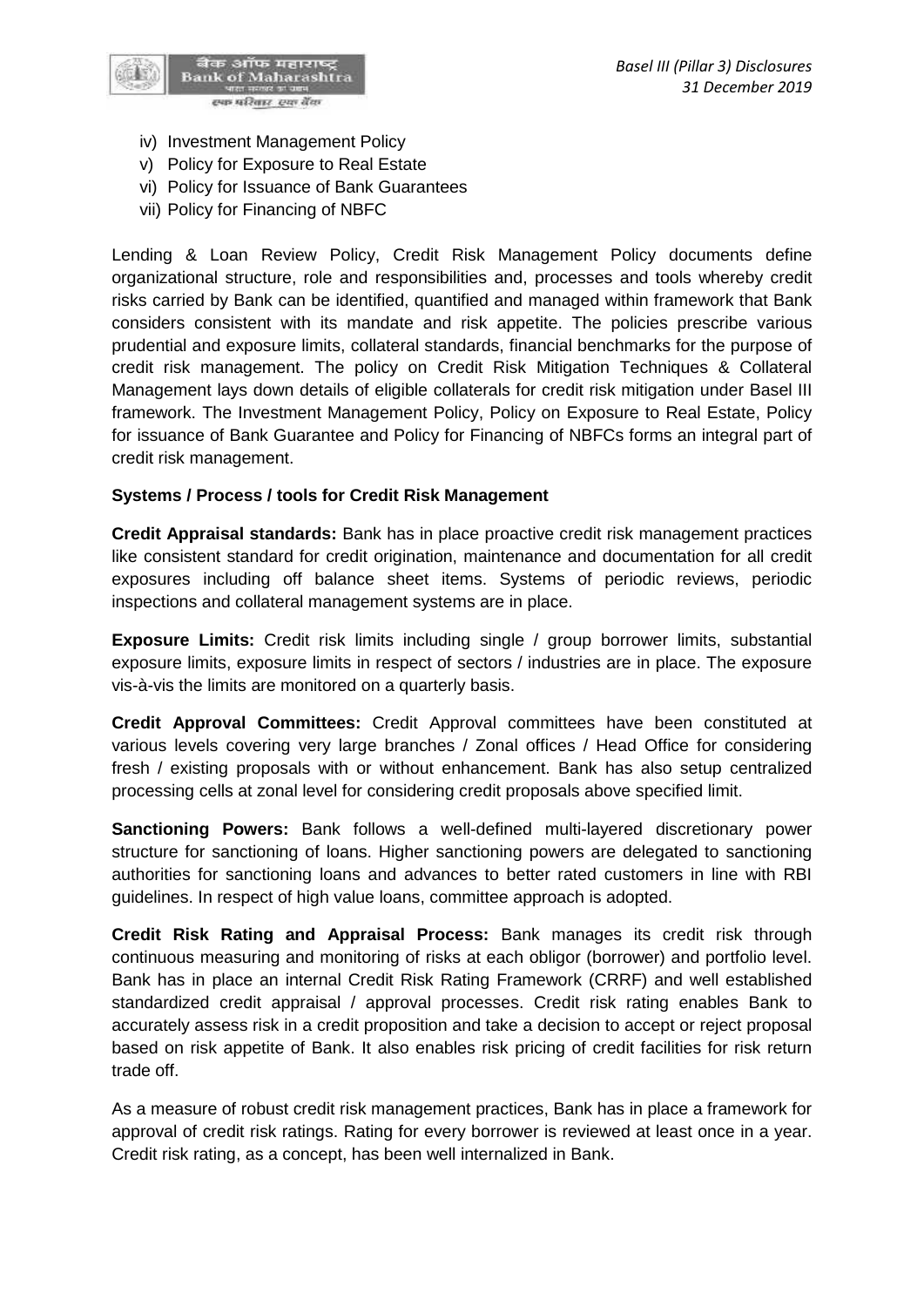iv) Investment Management Policy
v) Policy for Exposure to Real Estate
vi) Policy for Issuance of Bank Guarantees
vii) Policy for Financing of NBFC

Lending & Loan Review Policy, Credit Risk Management Policy documents define organizational structure, role and responsibilities and, processes and tools whereby credit risks carried by Bank can be identified, quantified and managed within framework that Bank considers consistent with its mandate and risk appetite. The policies prescribe various prudential and exposure limits, collateral standards, financial benchmarks for the purpose of credit risk management. The policy on Credit Risk Mitigation Techniques & Collateral Management lays down details of eligible collaterals for credit risk mitigation under Basel III framework. The Investment Management Policy, Policy on Exposure to Real Estate, Policy for issuance of Bank Guarantee and Policy for Financing of NBFCs forms an integral part of credit risk management.

**Systems / Process / tools for Credit Risk Management**

**Credit Appraisal standards:** Bank has in place proactive credit risk management practices like consistent standard for credit origination, maintenance and documentation for all credit exposures including off balance sheet items. Systems of periodic reviews, periodic inspections and collateral management systems are in place.

**Exposure Limits:** Credit risk limits including single / group borrower limits, substantial exposure limits, exposure limits in respect of sectors / industries are in place. The exposure vis-à-vis the limits are monitored on a quarterly basis.

**Credit Approval Committees:** Credit Approval committees have been constituted at various levels covering very large branches / Zonal offices / Head Office for considering fresh / existing proposals with or without enhancement. Bank has also setup centralized processing cells at zonal level for considering credit proposals above specified limit.

**Sanctioning Powers:** Bank follows a well-defined multi-layered discretionary power structure for sanctioning of loans. Higher sanctioning powers are delegated to sanctioning authorities for sanctioning loans and advances to better rated customers in line with RBI guidelines. In respect of high value loans, committee approach is adopted.

**Credit Risk Rating and Appraisal Process:** Bank manages its credit risk through continuous measuring and monitoring of risks at each obligor (borrower) and portfolio level. Bank has in place an internal Credit Risk Rating Framework (CRRF) and well established standardized credit appraisal / approval processes. Credit risk rating enables Bank to accurately assess risk in a credit proposition and take a decision to accept or reject proposal based on risk appetite of Bank. It also enables risk pricing of credit facilities for risk return trade off.

As a measure of robust credit risk management practices, Bank has in place a framework for approval of credit risk ratings. Rating for every borrower is reviewed at least once in a year. Credit risk rating, as a concept, has been well internalized in Bank.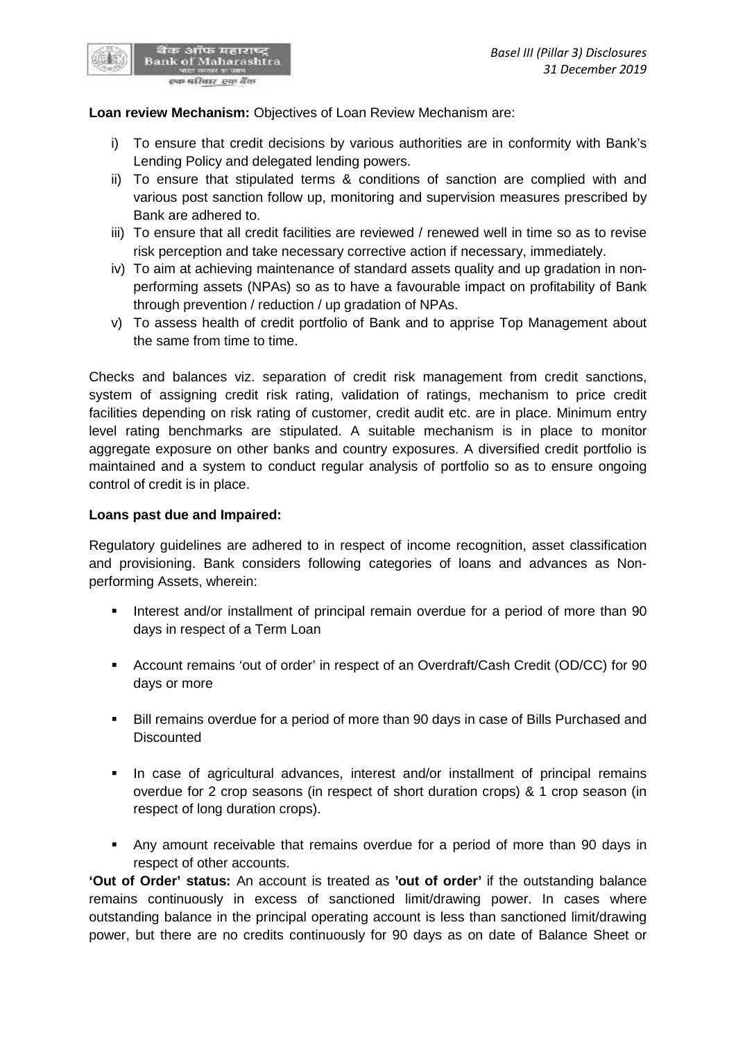**Loan review Mechanism:** Objectives of Loan Review Mechanism are:

i) To ensure that credit decisions by various authorities are in conformity with Bank's Lending Policy and delegated lending powers.
ii) To ensure that stipulated terms & conditions of sanction are complied with and various post sanction follow up, monitoring and supervision measures prescribed by Bank are adhered to.
iii) To ensure that all credit facilities are reviewed / renewed well in time so as to revise risk perception and take necessary corrective action if necessary, immediately.
iv) To aim at achieving maintenance of standard assets quality and up gradation in non-performing assets (NPAs) so as to have a favourable impact on profitability of Bank through prevention / reduction / up gradation of NPAs.
v) To assess health of credit portfolio of Bank and to apprise Top Management about the same from time to time.

Checks and balances viz. separation of credit risk management from credit sanctions, system of assigning credit risk rating, validation of ratings, mechanism to price credit facilities depending on risk rating of customer, credit audit etc. are in place. Minimum entry level rating benchmarks are stipulated. A suitable mechanism is in place to monitor aggregate exposure on other banks and country exposures. A diversified credit portfolio is maintained and a system to conduct regular analysis of portfolio so as to ensure ongoing control of credit is in place.

**Loans past due and Impaired:**

Regulatory guidelines are adhered to in respect of income recognition, asset classification and provisioning. Bank considers following categories of loans and advances as Non-performing Assets, wherein:

- Interest and/or installment of principal remain overdue for a period of more than 90 days in respect of a Term Loan
- Account remains 'out of order' in respect of an Overdraft/Cash Credit (OD/CC) for 90 days or more
- Bill remains overdue for a period of more than 90 days in case of Bills Purchased and Discounted
- In case of agricultural advances, interest and/or installment of principal remains overdue for 2 crop seasons (in respect of short duration crops) & 1 crop season (in respect of long duration crops).
- Any amount receivable that remains overdue for a period of more than 90 days in respect of other accounts.

**'Out of Order' status:** An account is treated as **'out of order'** if the outstanding balance remains continuously in excess of sanctioned limit/drawing power. In cases where outstanding balance in the principal operating account is less than sanctioned limit/drawing power, but there are no credits continuously for 90 days as on date of Balance Sheet or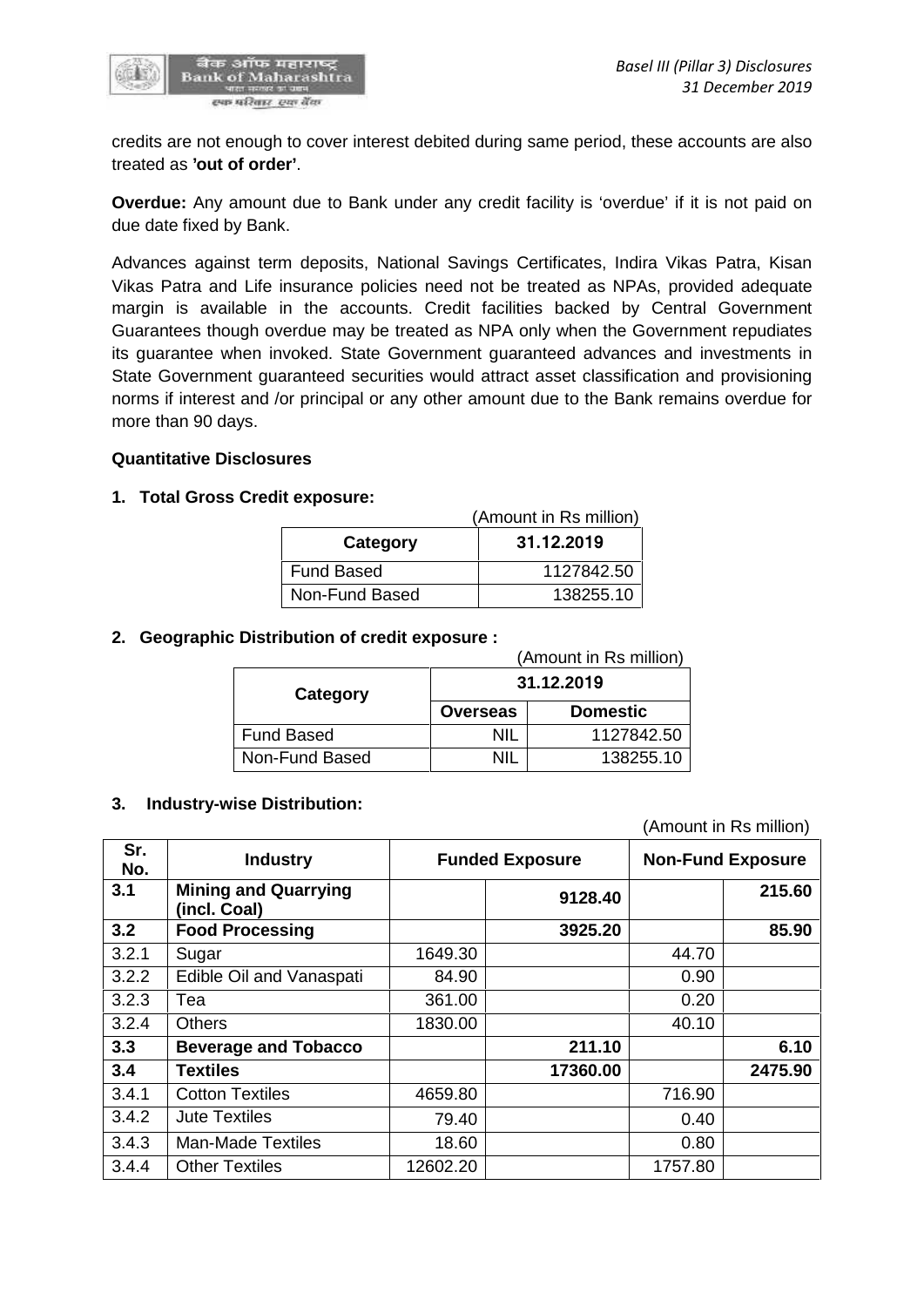credits are not enough to cover interest debited during same period, these accounts are also treated as **'out of order'**.

**Overdue:** Any amount due to Bank under any credit facility is 'overdue' if it is not paid on due date fixed by Bank.

Advances against term deposits, National Savings Certificates, Indira Vikas Patra, Kisan Vikas Patra and Life insurance policies need not be treated as NPAs, provided adequate margin is available in the accounts. Credit facilities backed by Central Government Guarantees though overdue may be treated as NPA only when the Government repudiates its guarantee when invoked. State Government guaranteed advances and investments in State Government guaranteed securities would attract asset classification and provisioning norms if interest and /or principal or any other amount due to the Bank remains overdue for more than 90 days.

**Quantitative Disclosures**

**1. Total Gross Credit exposure:**

(Amount in Rs million)

| Category | 31.12.2019 |
|---|---|
| Fund Based | 1127842.50 |
| Non-Fund Based | 138255.10 |

**2. Geographic Distribution of credit exposure :**

(Amount in Rs million)

| Category | 31.12.2019 | |
|---|---|---|
| | **Overseas** | **Domestic** |
| Fund Based | NIL | 1127842.50 |
| Non-Fund Based | NIL | 138255.10 |

**3. Industry-wise Distribution:**

(Amount in Rs million)

| Sr. No. | Industry | Funded Exposure | | Non-Fund Exposure | |
|---|---|---|---|---|---|
| **3.1** | **Mining and Quarrying (incl. Coal)** | | **9128.40** | | **215.60** |
| **3.2** | **Food Processing** | | **3925.20** | | **85.90** |
| 3.2.1 | Sugar | 1649.30 | | 44.70 | |
| 3.2.2 | Edible Oil and Vanaspati | 84.90 | | 0.90 | |
| 3.2.3 | Tea | 361.00 | | 0.20 | |
| 3.2.4 | Others | 1830.00 | | 40.10 | |
| **3.3** | **Beverage and Tobacco** | | **211.10** | | **6.10** |
| **3.4** | **Textiles** | | **17360.00** | | **2475.90** |
| 3.4.1 | Cotton Textiles | 4659.80 | | 716.90 | |
| 3.4.2 | Jute Textiles | 79.40 | | 0.40 | |
| 3.4.3 | Man-Made Textiles | 18.60 | | 0.80 | |
| 3.4.4 | Other Textiles | 12602.20 | | 1757.80 | |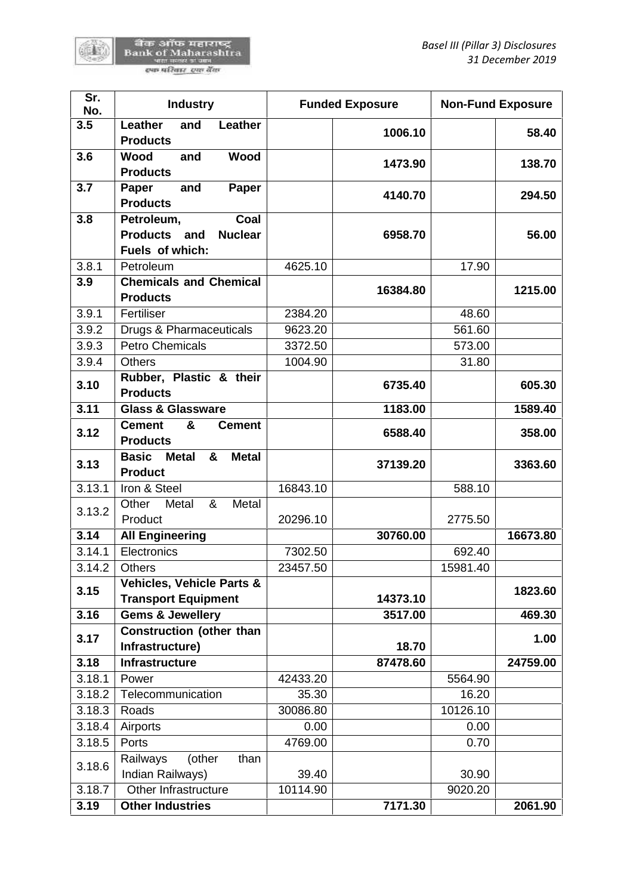| Sr. No. | Industry | Funded Exposure | | Non-Fund Exposure | |
|---|---|---|---|---|---|
| **3.5** | **Leather and Leather Products** | | **1006.10** | | **58.40** |
| **3.6** | **Wood and Wood Products** | | **1473.90** | | **138.70** |
| **3.7** | **Paper and Paper Products** | | **4140.70** | | **294.50** |
| **3.8** | **Petroleum, Coal Products and Nuclear Fuels of which:** | | **6958.70** | | **56.00** |
| 3.8.1 | Petroleum | 4625.10 | | 17.90 | |
| **3.9** | **Chemicals and Chemical Products** | | **16384.80** | | **1215.00** |
| 3.9.1 | Fertiliser | 2384.20 | | 48.60 | |
| 3.9.2 | Drugs & Pharmaceuticals | 9623.20 | | 561.60 | |
| 3.9.3 | Petro Chemicals | 3372.50 | | 573.00 | |
| 3.9.4 | Others | 1004.90 | | 31.80 | |
| **3.10** | **Rubber, Plastic & their Products** | | **6735.40** | | **605.30** |
| **3.11** | **Glass & Glassware** | | **1183.00** | | **1589.40** |
| **3.12** | **Cement & Cement Products** | | **6588.40** | | **358.00** |
| **3.13** | **Basic Metal & Metal Product** | | **37139.20** | | **3363.60** |
| 3.13.1 | Iron & Steel | 16843.10 | | 588.10 | |
| 3.13.2 | Other Metal & Metal Product | 20296.10 | | 2775.50 | |
| **3.14** | **All Engineering** | | **30760.00** | | **16673.80** |
| 3.14.1 | Electronics | 7302.50 | | 692.40 | |
| 3.14.2 | Others | 23457.50 | | 15981.40 | |
| **3.15** | **Vehicles, Vehicle Parts & Transport Equipment** | | **14373.10** | | **1823.60** |
| **3.16** | **Gems & Jewellery** | | **3517.00** | | **469.30** |
| **3.17** | **Construction (other than Infrastructure)** | | **18.70** | | **1.00** |
| **3.18** | **Infrastructure** | | **87478.60** | | **24759.00** |
| 3.18.1 | Power | 42433.20 | | 5564.90 | |
| 3.18.2 | Telecommunication | 35.30 | | 16.20 | |
| 3.18.3 | Roads | 30086.80 | | 10126.10 | |
| 3.18.4 | Airports | 0.00 | | 0.00 | |
| 3.18.5 | Ports | 4769.00 | | 0.70 | |
| 3.18.6 | Railways (other than Indian Railways) | 39.40 | | 30.90 | |
| 3.18.7 | Other Infrastructure | 10114.90 | | 9020.20 | |
| **3.19** | **Other Industries** | | **7171.30** | | **2061.90** |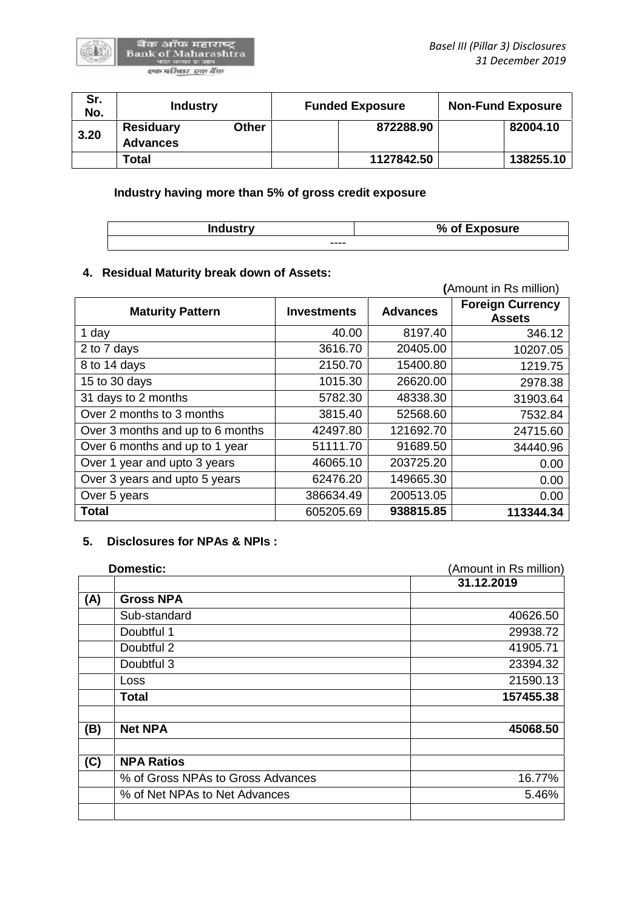| Sr. No. | Industry | Funded Exposure | | Non-Fund Exposure | |
|---|---|---|---|---|---|
| 3.20 | Residuary Other Advances | | 872288.90 | | 82004.10 |
| | Total | | 1127842.50 | | 138255.10 |

**Industry having more than 5% of gross credit exposure**

| Industry | % of Exposure |
|---|---|
| ---- | |

**4. Residual Maturity break down of Assets:**

(Amount in Rs million)

| Maturity Pattern | Investments | Advances | Foreign Currency Assets |
|---|---|---|---|
| 1 day | 40.00 | 8197.40 | 346.12 |
| 2 to 7 days | 3616.70 | 20405.00 | 10207.05 |
| 8 to 14 days | 2150.70 | 15400.80 | 1219.75 |
| 15 to 30 days | 1015.30 | 26620.00 | 2978.38 |
| 31 days to 2 months | 5782.30 | 48338.30 | 31903.64 |
| Over 2 months to 3 months | 3815.40 | 52568.60 | 7532.84 |
| Over 3 months and up to 6 months | 42497.80 | 121692.70 | 24715.60 |
| Over 6 months and up to 1 year | 51111.70 | 91689.50 | 34440.96 |
| Over 1 year and upto 3 years | 46065.10 | 203725.20 | 0.00 |
| Over 3 years and upto 5 years | 62476.20 | 149665.30 | 0.00 |
| Over 5 years | 386634.49 | 200513.05 | 0.00 |
| **Total** | 605205.69 | **938815.85** | **113344.34** |

**5. Disclosures for NPAs & NPIs :**

**Domestic:** (Amount in Rs million)

| | | 31.12.2019 |
|---|---|---|
| **(A)** | **Gross NPA** | |
| | Sub-standard | 40626.50 |
| | Doubtful 1 | 29938.72 |
| | Doubtful 2 | 41905.71 |
| | Doubtful 3 | 23394.32 |
| | Loss | 21590.13 |
| | **Total** | **157455.38** |
| | | |
| **(B)** | **Net NPA** | **45068.50** |
| | | |
| **(C)** | **NPA Ratios** | |
| | % of Gross NPAs to Gross Advances | 16.77% |
| | % of Net NPAs to Net Advances | 5.46% |
| | | |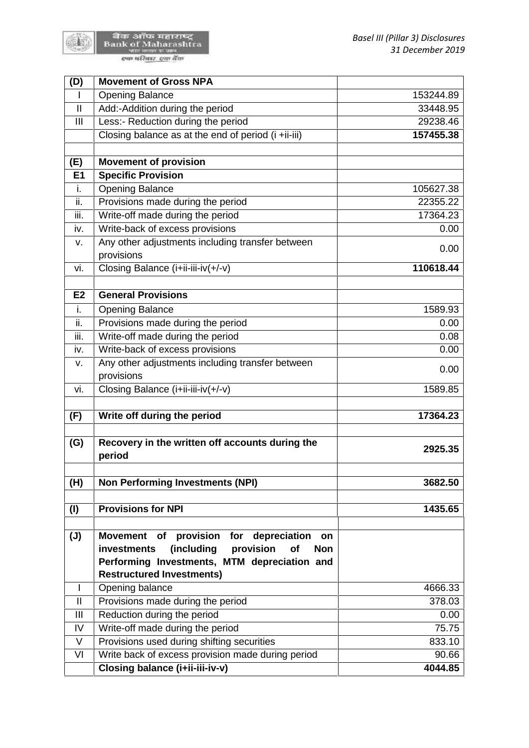| (D) | **Movement of Gross NPA** | |
|---|---|---|
| I | Opening Balance | 153244.89 |
| II | Add:-Addition during the period | 33448.95 |
| III | Less:- Reduction during the period | 29238.46 |
| | Closing balance as at the end of period (i +ii-iii) | **157455.38** |
| | | |
| **(E)** | **Movement of provision** | |
| **E1** | **Specific Provision** | |
| i. | Opening Balance | 105627.38 |
| ii. | Provisions made during the period | 22355.22 |
| iii. | Write-off made during the period | 17364.23 |
| iv. | Write-back of excess provisions | 0.00 |
| v. | Any other adjustments including transfer between provisions | 0.00 |
| vi. | Closing Balance (i+ii-iii-iv(+/-v) | **110618.44** |
| | | |
| **E2** | **General Provisions** | |
| i. | Opening Balance | 1589.93 |
| ii. | Provisions made during the period | 0.00 |
| iii. | Write-off made during the period | 0.08 |
| iv. | Write-back of excess provisions | 0.00 |
| v. | Any other adjustments including transfer between provisions | 0.00 |
| vi. | Closing Balance (i+ii-iii-iv(+/-v) | 1589.85 |
| | | |
| **(F)** | **Write off during the period** | **17364.23** |
| | | |
| **(G)** | **Recovery in the written off accounts during the period** | **2925.35** |
| | | |
| **(H)** | **Non Performing Investments (NPI)** | **3682.50** |
| | | |
| **(I)** | **Provisions for NPI** | **1435.65** |
| | | |
| **(J)** | **Movement of provision for depreciation on investments (including provision of Non Performing Investments, MTM depreciation and Restructured Investments)** | |
| I | Opening balance | 4666.33 |
| II | Provisions made during the period | 378.03 |
| III | Reduction during the period | 0.00 |
| IV | Write-off made during the period | 75.75 |
| V | Provisions used during shifting securities | 833.10 |
| VI | Write back of excess provision made during period | 90.66 |
| | **Closing balance (i+ii-iii-iv-v)** | **4044.85** |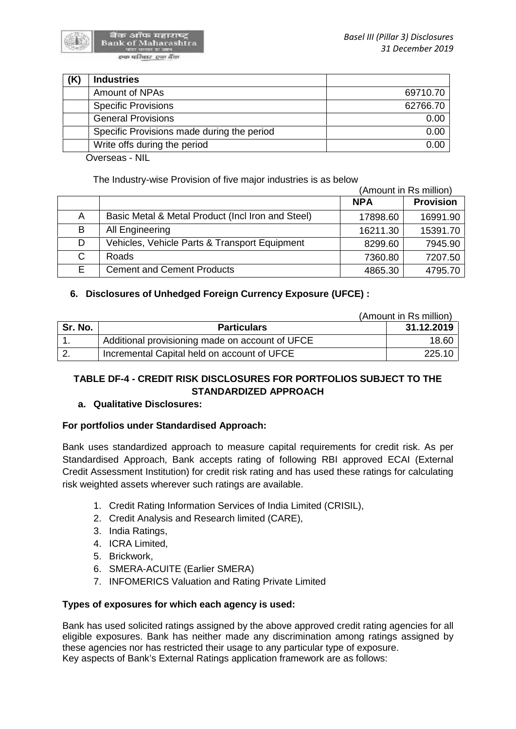| (K) | Industries | |
|---|---|---|
| | Amount of NPAs | 69710.70 |
| | Specific Provisions | 62766.70 |
| | General Provisions | 0.00 |
| | Specific Provisions made during the period | 0.00 |
| | Write offs during the period | 0.00 |

Overseas - NIL

The Industry-wise Provision of five major industries is as below

(Amount in Rs million)

| | | NPA | Provision |
|---|---|---|---|
| A | Basic Metal & Metal Product (Incl Iron and Steel) | 17898.60 | 16991.90 |
| B | All Engineering | 16211.30 | 15391.70 |
| D | Vehicles, Vehicle Parts & Transport Equipment | 8299.60 | 7945.90 |
| C | Roads | 7360.80 | 7207.50 |
| E | Cement and Cement Products | 4865.30 | 4795.70 |

### 6. Disclosures of Unhedged Foreign Currency Exposure (UFCE) :

(Amount in Rs million)

| Sr. No. | Particulars | 31.12.2019 |
|---|---|---|
| 1. | Additional provisioning made on account of UFCE | 18.60 |
| 2. | Incremental Capital held on account of UFCE | 225.10 |

## TABLE DF-4 - CREDIT RISK DISCLOSURES FOR PORTFOLIOS SUBJECT TO THE STANDARDIZED APPROACH

### a. Qualitative Disclosures:

**For portfolios under Standardised Approach:**

Bank uses standardized approach to measure capital requirements for credit risk. As per Standardised Approach, Bank accepts rating of following RBI approved ECAI (External Credit Assessment Institution) for credit risk rating and has used these ratings for calculating risk weighted assets wherever such ratings are available.

1. Credit Rating Information Services of India Limited (CRISIL),
2. Credit Analysis and Research limited (CARE),
3. India Ratings,
4. ICRA Limited,
5. Brickwork,
6. SMERA-ACUITE (Earlier SMERA)
7. INFOMERICS Valuation and Rating Private Limited

**Types of exposures for which each agency is used:**

Bank has used solicited ratings assigned by the above approved credit rating agencies for all eligible exposures. Bank has neither made any discrimination among ratings assigned by these agencies nor has restricted their usage to any particular type of exposure.
Key aspects of Bank's External Ratings application framework are as follows: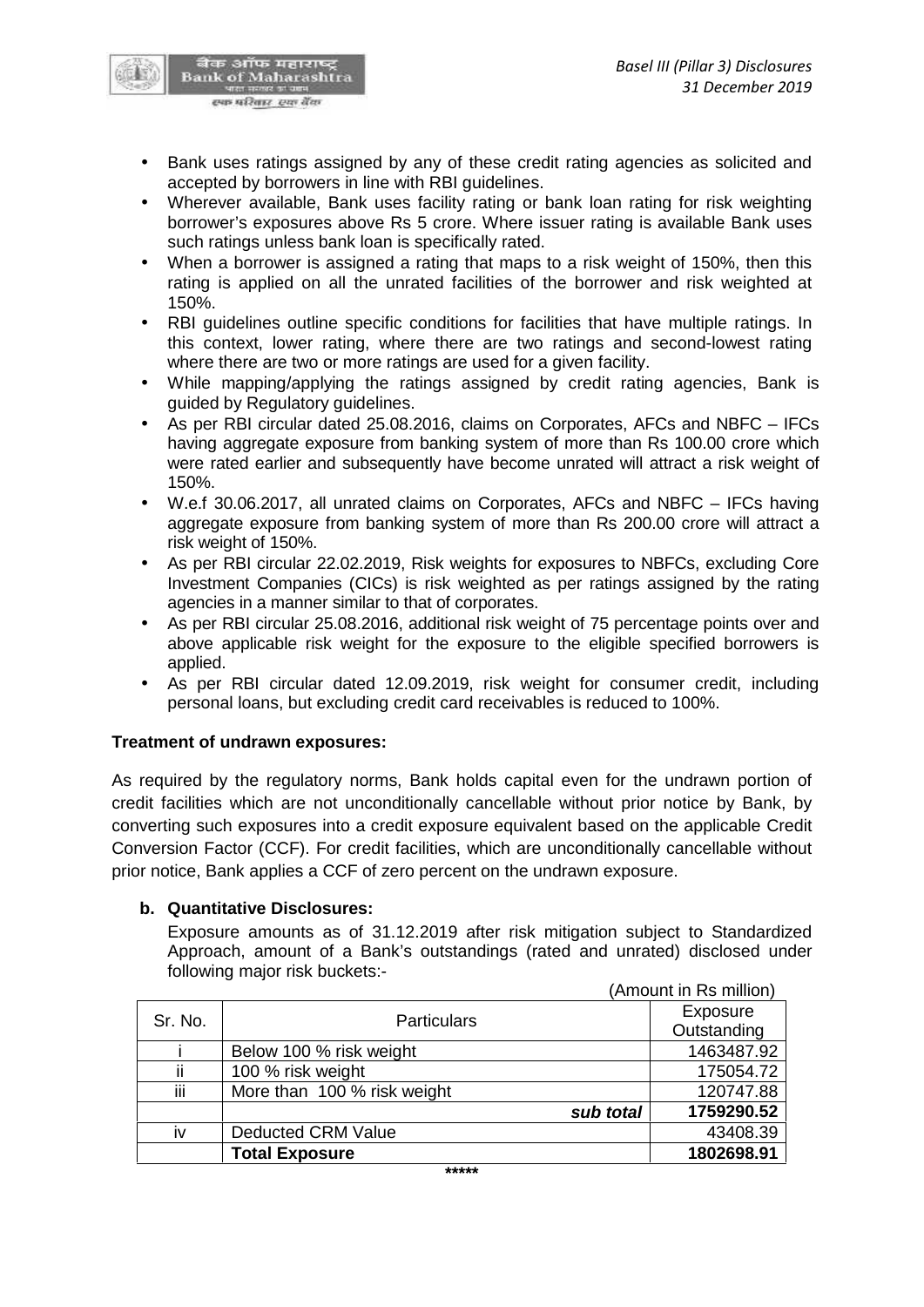- Bank uses ratings assigned by any of these credit rating agencies as solicited and accepted by borrowers in line with RBI guidelines.
- Wherever available, Bank uses facility rating or bank loan rating for risk weighting borrower's exposures above Rs 5 crore. Where issuer rating is available Bank uses such ratings unless bank loan is specifically rated.
- When a borrower is assigned a rating that maps to a risk weight of 150%, then this rating is applied on all the unrated facilities of the borrower and risk weighted at 150%.
- RBI guidelines outline specific conditions for facilities that have multiple ratings. In this context, lower rating, where there are two ratings and second-lowest rating where there are two or more ratings are used for a given facility.
- While mapping/applying the ratings assigned by credit rating agencies, Bank is guided by Regulatory guidelines.
- As per RBI circular dated 25.08.2016, claims on Corporates, AFCs and NBFC – IFCs having aggregate exposure from banking system of more than Rs 100.00 crore which were rated earlier and subsequently have become unrated will attract a risk weight of 150%.
- W.e.f 30.06.2017, all unrated claims on Corporates, AFCs and NBFC – IFCs having aggregate exposure from banking system of more than Rs 200.00 crore will attract a risk weight of 150%.
- As per RBI circular 22.02.2019, Risk weights for exposures to NBFCs, excluding Core Investment Companies (CICs) is risk weighted as per ratings assigned by the rating agencies in a manner similar to that of corporates.
- As per RBI circular 25.08.2016, additional risk weight of 75 percentage points over and above applicable risk weight for the exposure to the eligible specified borrowers is applied.
- As per RBI circular dated 12.09.2019, risk weight for consumer credit, including personal loans, but excluding credit card receivables is reduced to 100%.

**Treatment of undrawn exposures:**

As required by the regulatory norms, Bank holds capital even for the undrawn portion of credit facilities which are not unconditionally cancellable without prior notice by Bank, by converting such exposures into a credit exposure equivalent based on the applicable Credit Conversion Factor (CCF). For credit facilities, which are unconditionally cancellable without prior notice, Bank applies a CCF of zero percent on the undrawn exposure.

**b. Quantitative Disclosures:**

Exposure amounts as of 31.12.2019 after risk mitigation subject to Standardized Approach, amount of a Bank's outstandings (rated and unrated) disclosed under following major risk buckets:-

(Amount in Rs million)

| Sr. No. | Particulars | Exposure Outstanding |
|---|---|---|
| i | Below 100 % risk weight | 1463487.92 |
| ii | 100 % risk weight | 175054.72 |
| iii | More than 100 % risk weight | 120747.88 |
| | ***sub total*** | **1759290.52** |
| iv | Deducted CRM Value | 43408.39 |
| | **Total Exposure** | **1802698.91** |

*****